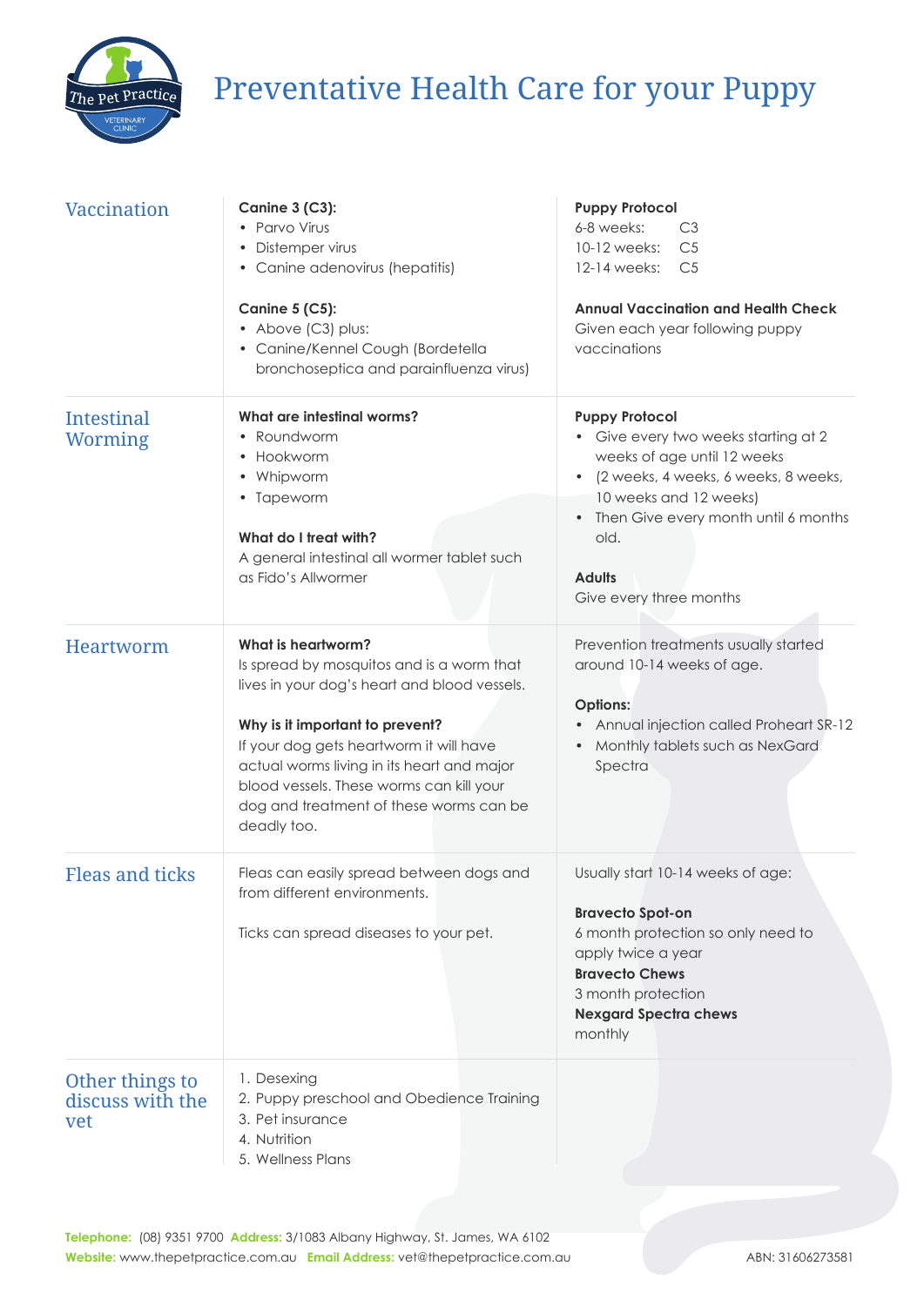# Preventative Health Care for your Puppy

## Vaccination

**Canine 3 (C3):**
- Parvo Virus
- Distemper virus
- Canine adenovirus (hepatitis)

**Canine 5 (C5):**
- Above (C3) plus:
- Canine/Kennel Cough (Bordetella bronchoseptica and parainfluenza virus)

**Puppy Protocol**

6-8 weeks: C3
10-12 weeks: C5
12-14 weeks: C5

**Annual Vaccination and Health Check**

Given each year following puppy vaccinations

## Intestinal Worming

**What are intestinal worms?**
- Roundworm
- Hookworm
- Whipworm
- Tapeworm

**What do I treat with?**

A general intestinal all wormer tablet such as Fido's Allwormer

**Puppy Protocol**
- Give every two weeks starting at 2 weeks of age until 12 weeks
- (2 weeks, 4 weeks, 6 weeks, 8 weeks, 10 weeks and 12 weeks)
- Then Give every month until 6 months old.

**Adults**

Give every three months

## Heartworm

**What is heartworm?**

Is spread by mosquitos and is a worm that lives in your dog's heart and blood vessels.

**Why is it important to prevent?**

If your dog gets heartworm it will have actual worms living in its heart and major blood vessels. These worms can kill your dog and treatment of these worms can be deadly too.

Prevention treatments usually started around 10-14 weeks of age.

**Options:**
- Annual injection called Proheart SR-12
- Monthly tablets such as NexGard Spectra

## Fleas and ticks

Fleas can easily spread between dogs and from different environments.

Ticks can spread diseases to your pet.

Usually start 10-14 weeks of age:

**Bravecto Spot-on**

6 month protection so only need to apply twice a year

**Bravecto Chews**

3 month protection

**Nexgard Spectra chews**

monthly

## Other things to discuss with the vet

1. Desexing
2. Puppy preschool and Obedience Training
3. Pet insurance
4. Nutrition
5. Wellness Plans

**Telephone:** (08) 9351 9700 **Address:** 3/1083 Albany Highway, St. James, WA 6102
**Website:** www.thepetpractice.com.au **Email Address:** vet@thepetpractice.com.au ABN: 31606273581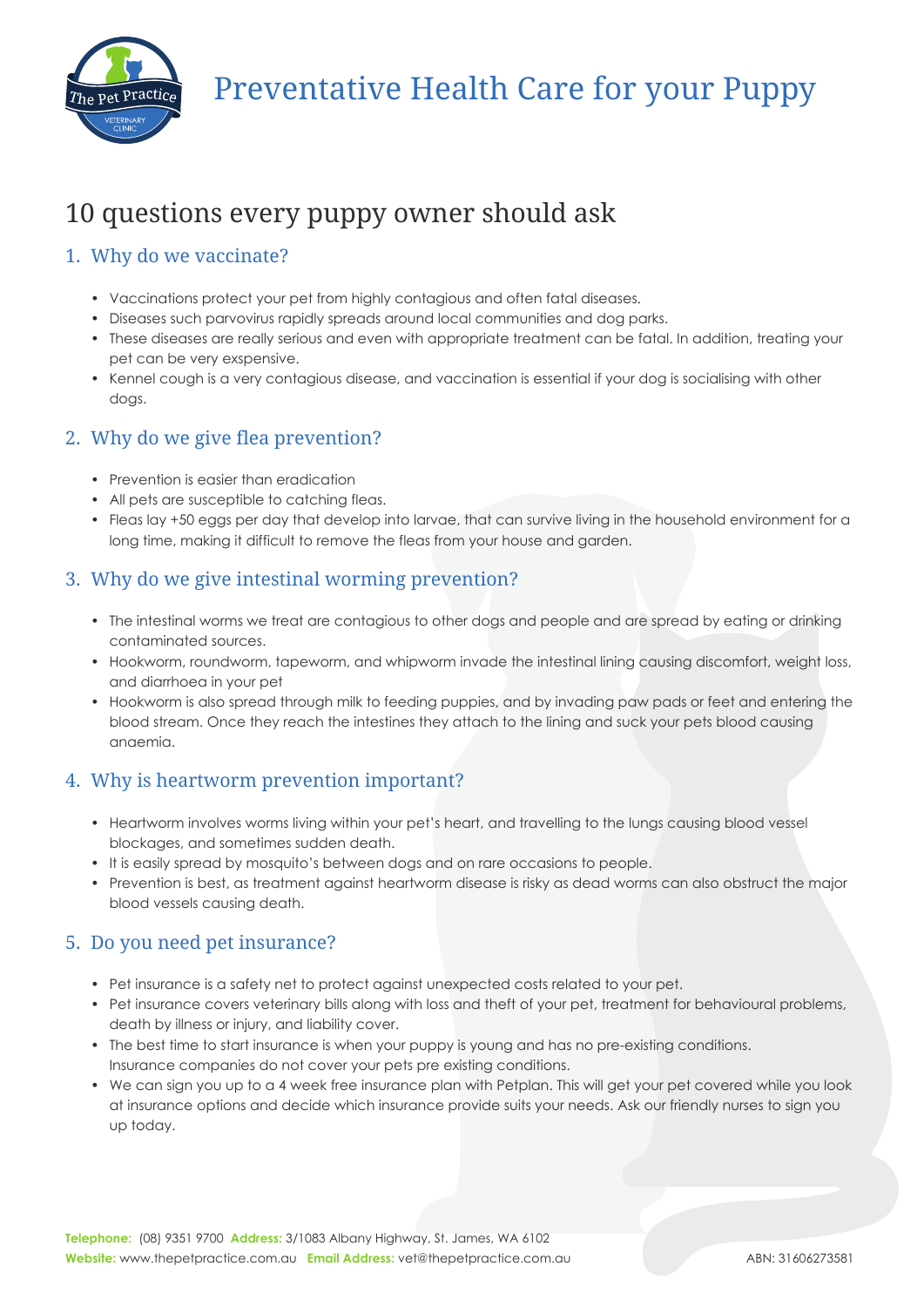# Preventative Health Care for your Puppy

## 10 questions every puppy owner should ask

### 1. Why do we vaccinate?

- Vaccinations protect your pet from highly contagious and often fatal diseases.
- Diseases such parvovirus rapidly spreads around local communities and dog parks.
- These diseases are really serious and even with appropriate treatment can be fatal. In addition, treating your pet can be very exspensive.
- Kennel cough is a very contagious disease, and vaccination is essential if your dog is socialising with other dogs.

### 2. Why do we give flea prevention?

- Prevention is easier than eradication
- All pets are susceptible to catching fleas.
- Fleas lay +50 eggs per day that develop into larvae, that can survive living in the household environment for a long time, making it difficult to remove the fleas from your house and garden.

### 3. Why do we give intestinal worming prevention?

- The intestinal worms we treat are contagious to other dogs and people and are spread by eating or drinking contaminated sources.
- Hookworm, roundworm, tapeworm, and whipworm invade the intestinal lining causing discomfort, weight loss, and diarrhoea in your pet
- Hookworm is also spread through milk to feeding puppies, and by invading paw pads or feet and entering the blood stream. Once they reach the intestines they attach to the lining and suck your pets blood causing anaemia.

### 4. Why is heartworm prevention important?

- Heartworm involves worms living within your pet's heart, and travelling to the lungs causing blood vessel blockages, and sometimes sudden death.
- It is easily spread by mosquito's between dogs and on rare occasions to people.
- Prevention is best, as treatment against heartworm disease is risky as dead worms can also obstruct the major blood vessels causing death.

### 5. Do you need pet insurance?

- Pet insurance is a safety net to protect against unexpected costs related to your pet.
- Pet insurance covers veterinary bills along with loss and theft of your pet, treatment for behavioural problems, death by illness or injury, and liability cover.
- The best time to start insurance is when your puppy is young and has no pre-existing conditions. Insurance companies do not cover your pets pre existing conditions.
- We can sign you up to a 4 week free insurance plan with Petplan. This will get your pet covered while you look at insurance options and decide which insurance provide suits your needs. Ask our friendly nurses to sign you up today.

**Telephone:** (08) 9351 9700 **Address:** 3/1083 Albany Highway, St. James, WA 6102
**Website:** www.thepetpractice.com.au **Email Address:** vet@thepetpractice.com.au ABN: 31606273581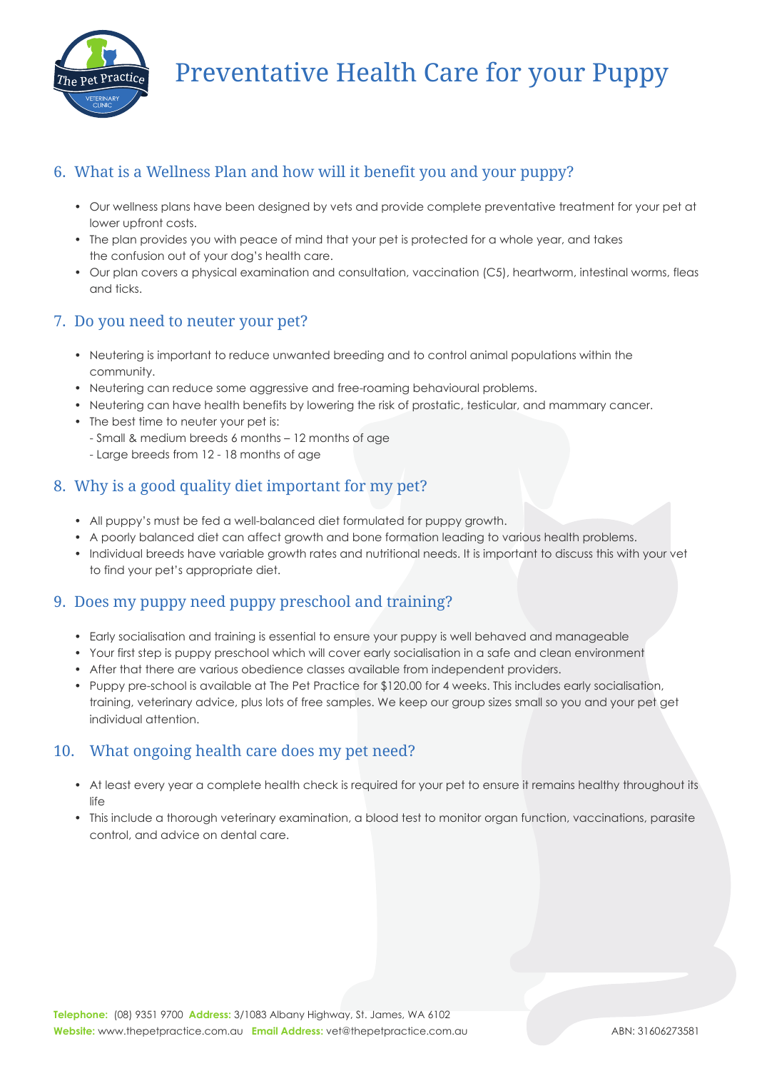# Preventative Health Care for your Puppy

## 6. What is a Wellness Plan and how will it benefit you and your puppy?

- Our wellness plans have been designed by vets and provide complete preventative treatment for your pet at lower upfront costs.
- The plan provides you with peace of mind that your pet is protected for a whole year, and takes the confusion out of your dog's health care.
- Our plan covers a physical examination and consultation, vaccination (C5), heartworm, intestinal worms, fleas and ticks.

## 7. Do you need to neuter your pet?

- Neutering is important to reduce unwanted breeding and to control animal populations within the community.
- Neutering can reduce some aggressive and free-roaming behavioural problems.
- Neutering can have health benefits by lowering the risk of prostatic, testicular, and mammary cancer.
- The best time to neuter your pet is:
  - Small & medium breeds 6 months – 12 months of age
  - Large breeds from 12 - 18 months of age

## 8. Why is a good quality diet important for my pet?

- All puppy's must be fed a well-balanced diet formulated for puppy growth.
- A poorly balanced diet can affect growth and bone formation leading to various health problems.
- Individual breeds have variable growth rates and nutritional needs. It is important to discuss this with your vet to find your pet's appropriate diet.

## 9. Does my puppy need puppy preschool and training?

- Early socialisation and training is essential to ensure your puppy is well behaved and manageable
- Your first step is puppy preschool which will cover early socialisation in a safe and clean environment
- After that there are various obedience classes available from independent providers.
- Puppy pre-school is available at The Pet Practice for $120.00 for 4 weeks. This includes early socialisation, training, veterinary advice, plus lots of free samples. We keep our group sizes small so you and your pet get individual attention.

## 10. What ongoing health care does my pet need?

- At least every year a complete health check is required for your pet to ensure it remains healthy throughout its life
- This include a thorough veterinary examination, a blood test to monitor organ function, vaccinations, parasite control, and advice on dental care.

**Telephone:** (08) 9351 9700 **Address:** 3/1083 Albany Highway, St. James, WA 6102
**Website:** www.thepetpractice.com.au **Email Address:** vet@thepetpractice.com.au ABN: 31606273581